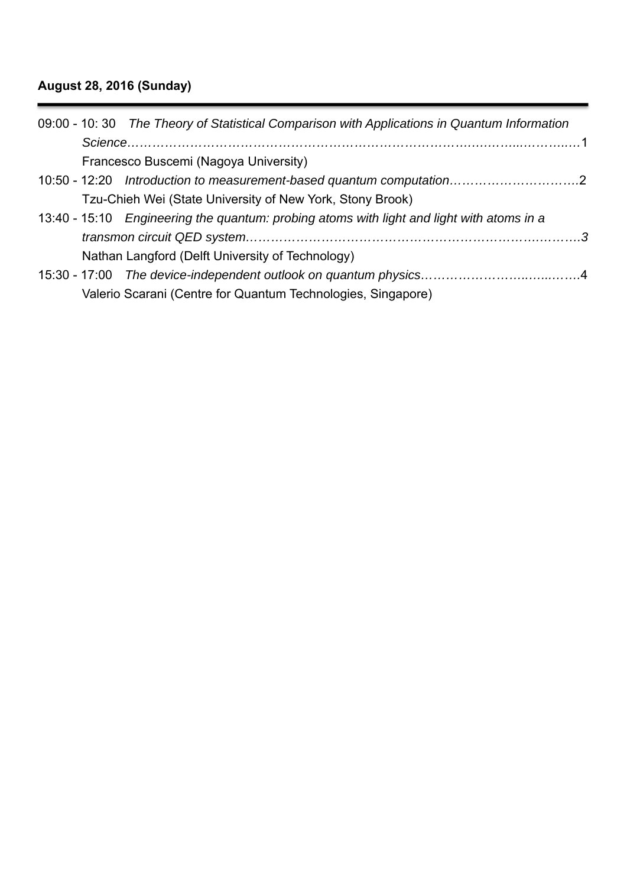**August 28, 2016 (Sunday)**

---

09:00 - 10: 30 *The Theory of Statistical Comparison with Applications in Quantum Information Science*……………………………………………………………………………………………1
Francesco Buscemi (Nagoya University)

10:50 - 12:20 *Introduction to measurement-based quantum computation*…………………………2
Tzu-Chieh Wei (State University of New York, Stony Brook)

13:40 - 15:10 *Engineering the quantum: probing atoms with light and light with atoms in a transmon circuit QED system*……………………………………………………………………3
Nathan Langford (Delft University of Technology)

15:30 - 17:00 *The device-independent outlook on quantum physics*………………………………4
Valerio Scarani (Centre for Quantum Technologies, Singapore)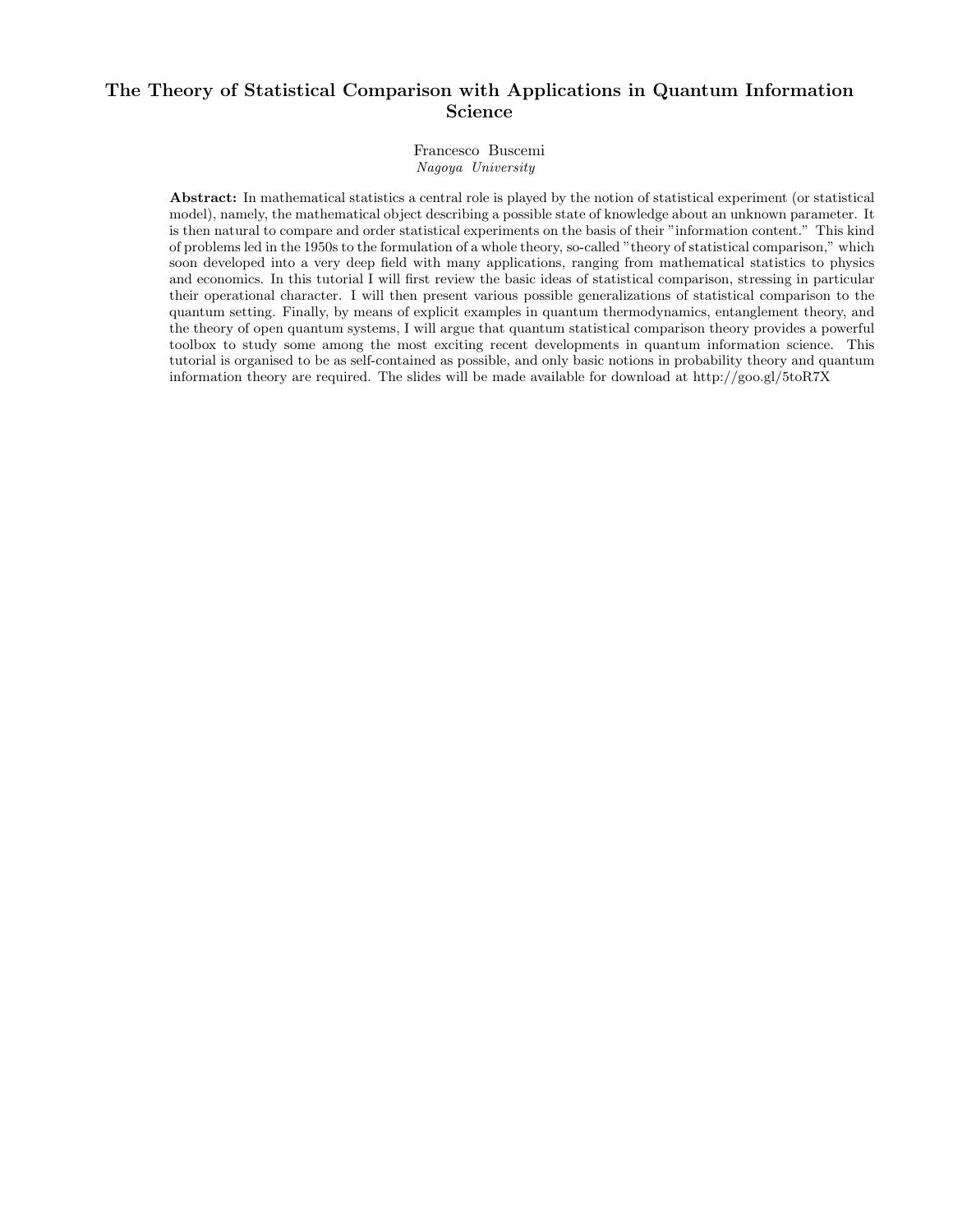# The Theory of Statistical Comparison with Applications in Quantum Information Science

Francesco Buscemi
*Nagoya University*

**Abstract:** In mathematical statistics a central role is played by the notion of statistical experiment (or statistical model), namely, the mathematical object describing a possible state of knowledge about an unknown parameter. It is then natural to compare and order statistical experiments on the basis of their "information content." This kind of problems led in the 1950s to the formulation of a whole theory, so-called "theory of statistical comparison," which soon developed into a very deep field with many applications, ranging from mathematical statistics to physics and economics. In this tutorial I will first review the basic ideas of statistical comparison, stressing in particular their operational character. I will then present various possible generalizations of statistical comparison to the quantum setting. Finally, by means of explicit examples in quantum thermodynamics, entanglement theory, and the theory of open quantum systems, I will argue that quantum statistical comparison theory provides a powerful toolbox to study some among the most exciting recent developments in quantum information science. This tutorial is organised to be as self-contained as possible, and only basic notions in probability theory and quantum information theory are required. The slides will be made available for download at http://goo.gl/5toR7X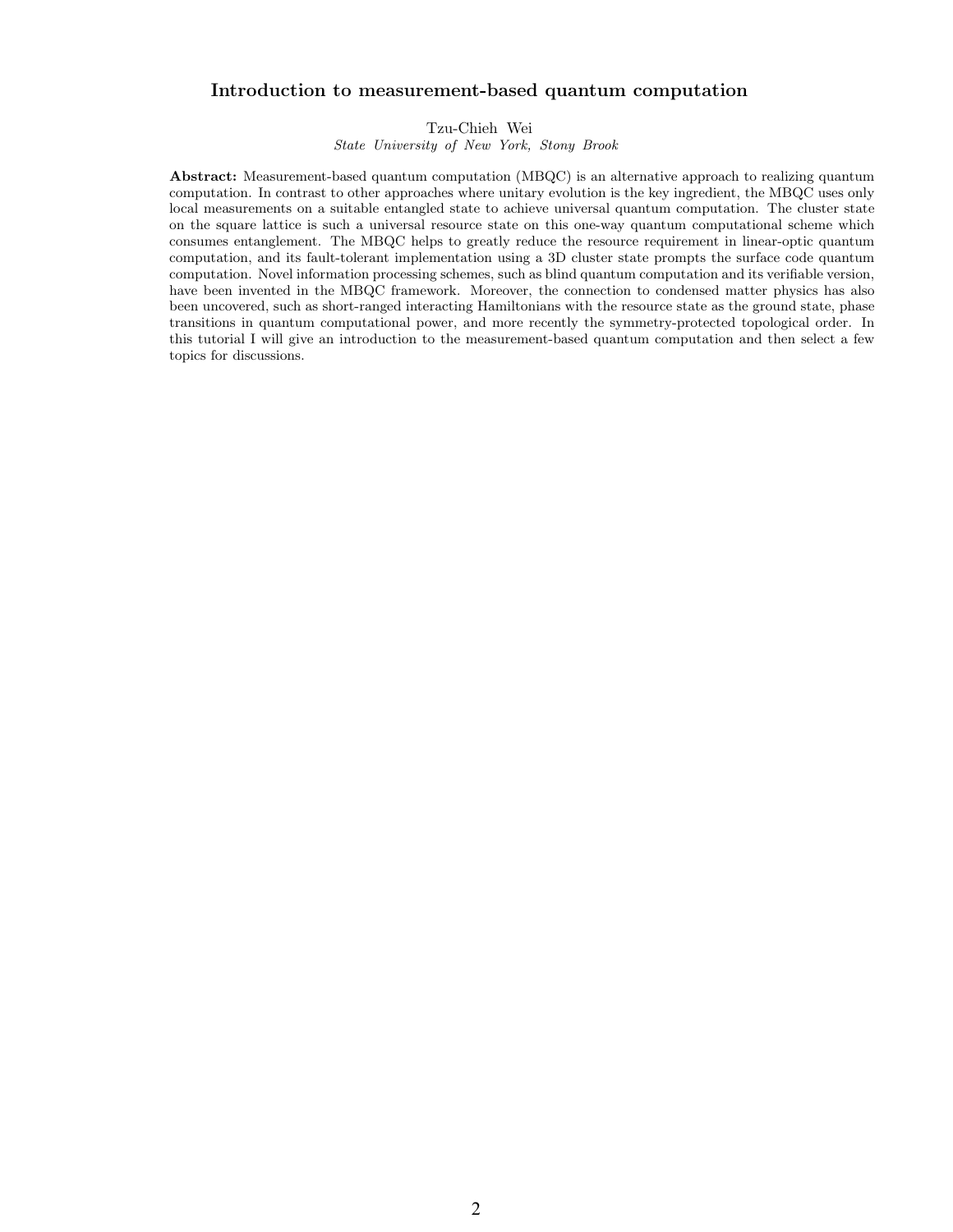# Introduction to measurement-based quantum computation

Tzu-Chieh Wei

*State University of New York, Stony Brook*

**Abstract:** Measurement-based quantum computation (MBQC) is an alternative approach to realizing quantum computation. In contrast to other approaches where unitary evolution is the key ingredient, the MBQC uses only local measurements on a suitable entangled state to achieve universal quantum computation. The cluster state on the square lattice is such a universal resource state on this one-way quantum computational scheme which consumes entanglement. The MBQC helps to greatly reduce the resource requirement in linear-optic quantum computation, and its fault-tolerant implementation using a 3D cluster state prompts the surface code quantum computation. Novel information processing schemes, such as blind quantum computation and its verifiable version, have been invented in the MBQC framework. Moreover, the connection to condensed matter physics has also been uncovered, such as short-ranged interacting Hamiltonians with the resource state as the ground state, phase transitions in quantum computational power, and more recently the symmetry-protected topological order. In this tutorial I will give an introduction to the measurement-based quantum computation and then select a few topics for discussions.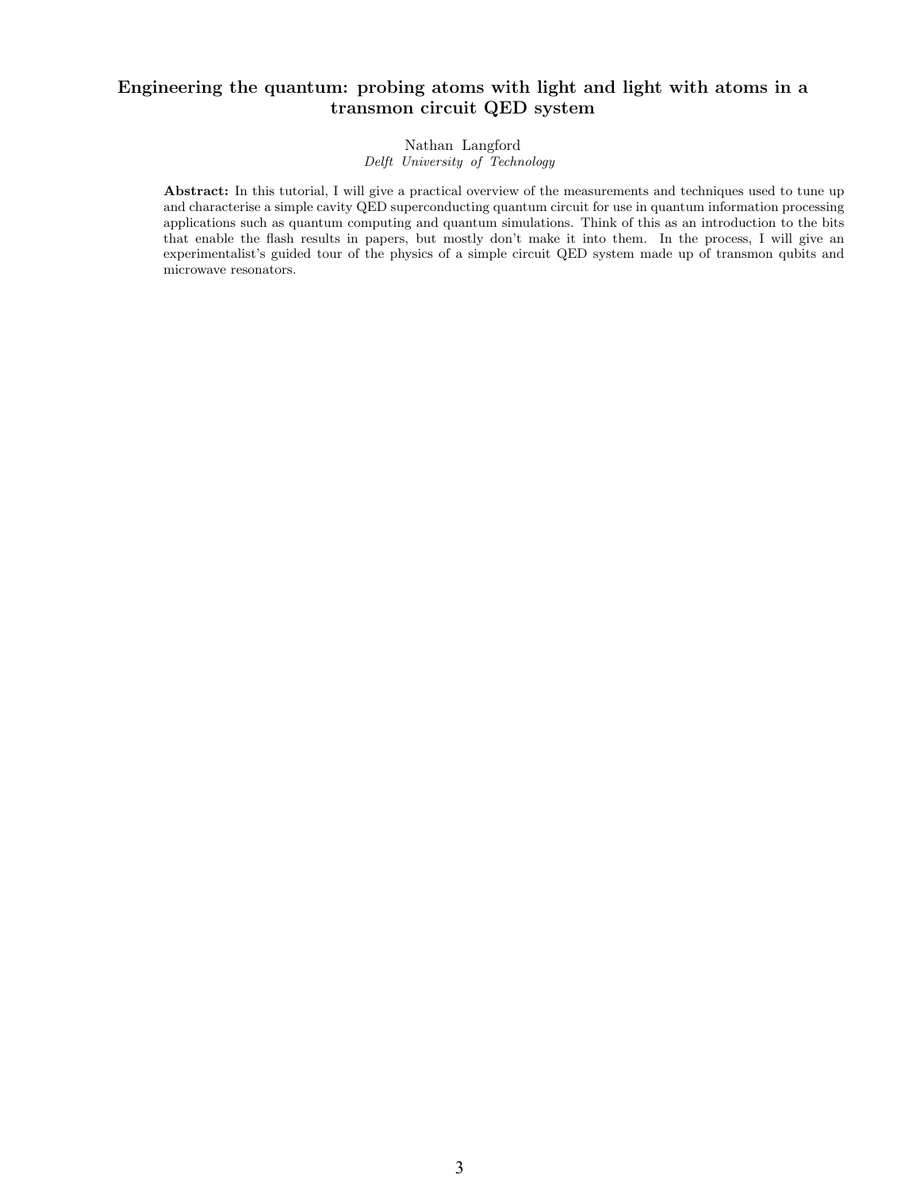# Engineering the quantum: probing atoms with light and light with atoms in a transmon circuit QED system

Nathan Langford
*Delft University of Technology*

**Abstract:** In this tutorial, I will give a practical overview of the measurements and techniques used to tune up and characterise a simple cavity QED superconducting quantum circuit for use in quantum information processing applications such as quantum computing and quantum simulations. Think of this as an introduction to the bits that enable the flash results in papers, but mostly don't make it into them. In the process, I will give an experimentalist's guided tour of the physics of a simple circuit QED system made up of transmon qubits and microwave resonators.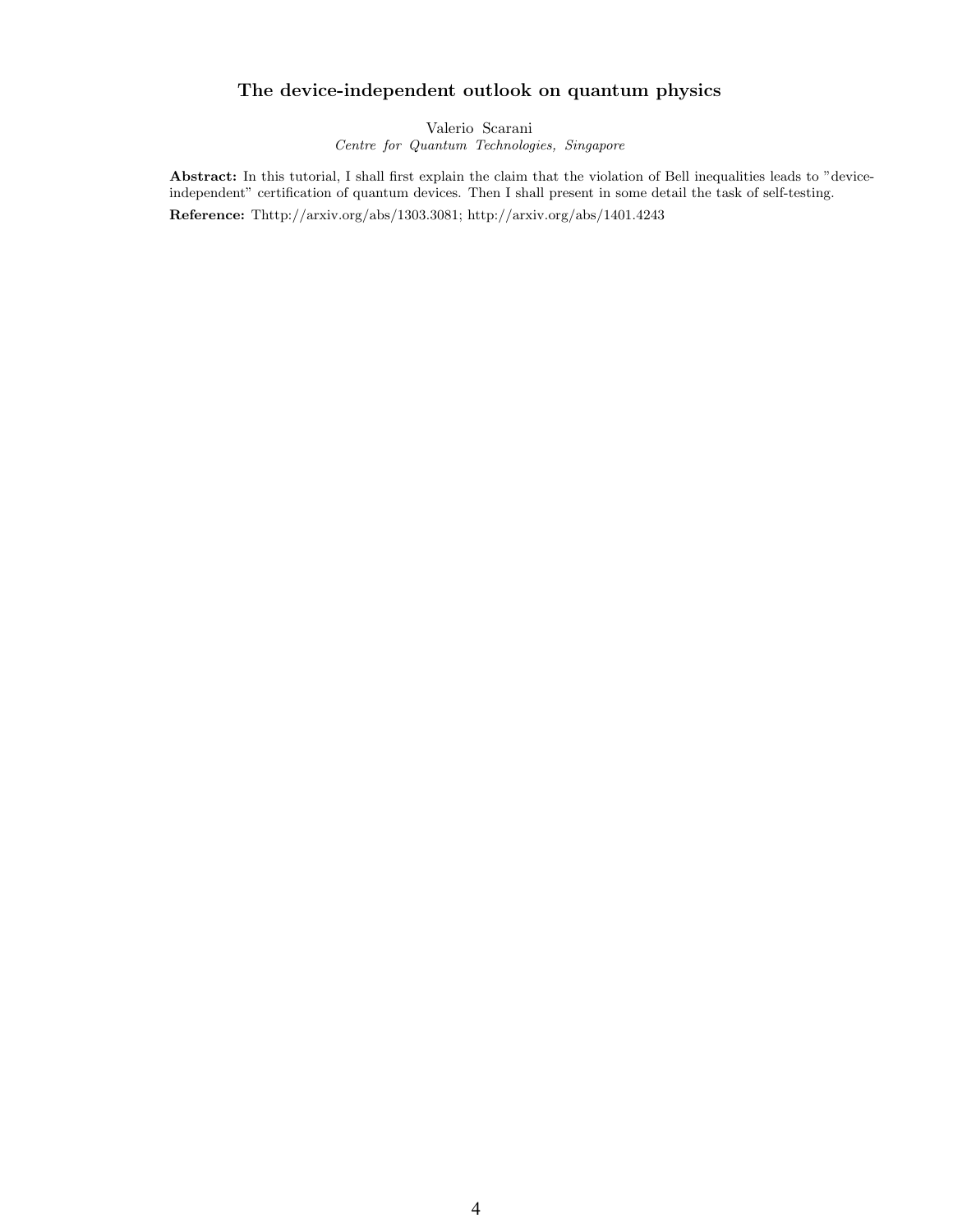## The device-independent outlook on quantum physics

Valerio Scarani
*Centre for Quantum Technologies, Singapore*

**Abstract:** In this tutorial, I shall first explain the claim that the violation of Bell inequalities leads to "device-independent" certification of quantum devices. Then I shall present in some detail the task of self-testing.

**Reference:** Thttp://arxiv.org/abs/1303.3081; http://arxiv.org/abs/1401.4243